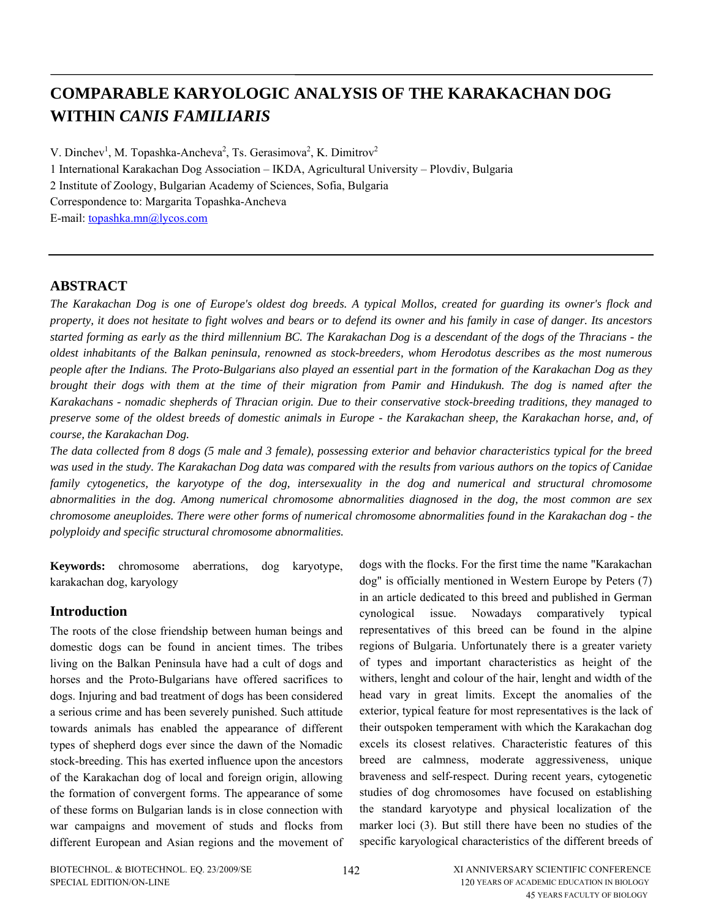# COMPARABLE KARYOLOGIC ANALYSIS OF THE KARAKACHAN DOG WITHIN *CANIS FAMILIARIS*

V. Dinchev[1], M. Topashka-Ancheva[2], Ts. Gerasimova[2], K. Dimitrov[2]

1 International Karakachan Dog Association – IKDA, Agricultural University – Plovdiv, Bulgaria

2 Institute of Zoology, Bulgarian Academy of Sciences, Sofia, Bulgaria

Correspondence to: Margarita Topashka-Ancheva

E-mail: topashka.mn@lycos.com

## ABSTRACT

*The Karakachan Dog is one of Europe's oldest dog breeds. A typical Mollos, created for guarding its owner's flock and property, it does not hesitate to fight wolves and bears or to defend its owner and his family in case of danger. Its ancestors started forming as early as the third millennium BC. The Karakachan Dog is a descendant of the dogs of the Thracians - the oldest inhabitants of the Balkan peninsula, renowned as stock-breeders, whom Herodotus describes as the most numerous people after the Indians. The Proto-Bulgarians also played an essential part in the formation of the Karakachan Dog as they brought their dogs with them at the time of their migration from Pamir and Hindukush. The dog is named after the Karakachans - nomadic shepherds of Thracian origin. Due to their conservative stock-breeding traditions, they managed to preserve some of the oldest breeds of domestic animals in Europe - the Karakachan sheep, the Karakachan horse, and, of course, the Karakachan Dog.*

*The data collected from 8 dogs (5 male and 3 female), possessing exterior and behavior characteristics typical for the breed was used in the study. The Karakachan Dog data was compared with the results from various authors on the topics of Canidae family cytogenetics, the karyotype of the dog, intersexuality in the dog and numerical and structural chromosome abnormalities in the dog. Among numerical chromosome abnormalities diagnosed in the dog, the most common are sex chromosome aneuploides. There were other forms of numerical chromosome abnormalities found in the Karakachan dog - the polyploidy and specific structural chromosome abnormalities.*

**Keywords:** chromosome aberrations, dog karyotype, karakachan dog, karyology

## Introduction

The roots of the close friendship between human beings and domestic dogs can be found in ancient times. The tribes living on the Balkan Peninsula have had a cult of dogs and horses and the Proto-Bulgarians have offered sacrifices to dogs. Injuring and bad treatment of dogs has been considered a serious crime and has been severely punished. Such attitude towards animals has enabled the appearance of different types of shepherd dogs ever since the dawn of the Nomadic stock-breeding. This has exerted influence upon the ancestors of the Karakachan dog of local and foreign origin, allowing the formation of convergent forms. The appearance of some of these forms on Bulgarian lands is in close connection with war campaigns and movement of studs and flocks from different European and Asian regions and the movement of dogs with the flocks. For the first time the name "Karakachan dog" is officially mentioned in Western Europe by Peters (7) in an article dedicated to this breed and published in German cynological issue. Nowadays comparatively typical representatives of this breed can be found in the alpine regions of Bulgaria. Unfortunately there is a greater variety of types and important characteristics as height of the withers, lenght and colour of the hair, lenght and width of the head vary in great limits. Except the anomalies of the exterior, typical feature for most representatives is the lack of their outspoken temperament with which the Karakachan dog excels its closest relatives. Characteristic features of this breed are calmness, moderate aggressiveness, unique braveness and self-respect. During recent years, cytogenetic studies of dog chromosomes have focused on establishing the standard karyotype and physical localization of the marker loci (3). But still there have been no studies of the specific karyological characteristics of the different breeds of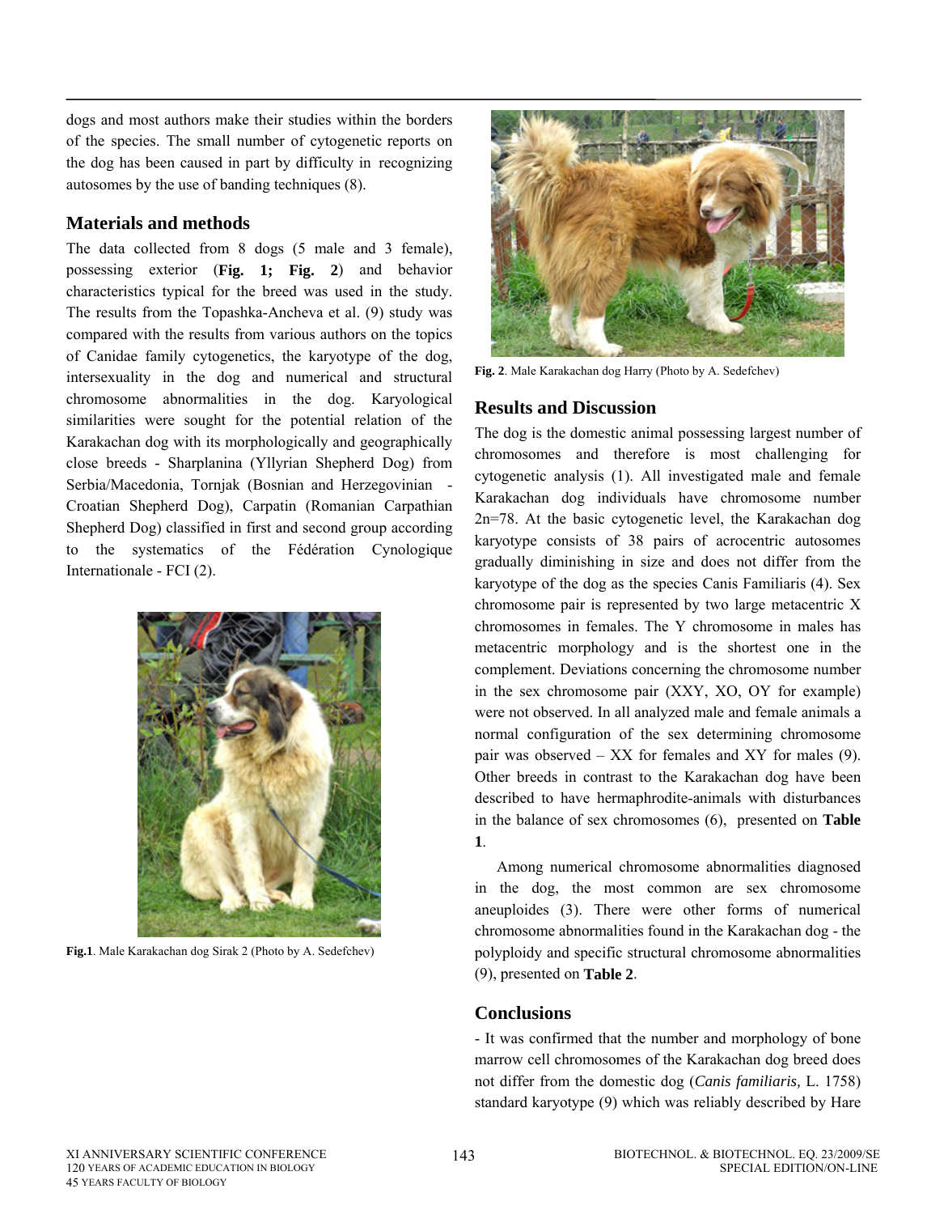dogs and most authors make their studies within the borders of the species. The small number of cytogenetic reports on the dog has been caused in part by difficulty in recognizing autosomes by the use of banding techniques (8).

## Materials and methods

The data collected from 8 dogs (5 male and 3 female), possessing exterior (**Fig. 1; Fig. 2**) and behavior characteristics typical for the breed was used in the study. The results from the Topashka-Ancheva et al. (9) study was compared with the results from various authors on the topics of Canidae family cytogenetics, the karyotype of the dog, intersexuality in the dog and numerical and structural chromosome abnormalities in the dog. Karyological similarities were sought for the potential relation of the Karakachan dog with its morphologically and geographically close breeds - Sharplanina (Yllyrian Shepherd Dog) from Serbia/Macedonia, Tornjak (Bosnian and Herzegovinian - Croatian Shepherd Dog), Carpatin (Romanian Carpathian Shepherd Dog) classified in first and second group according to the systematics of the Fédération Cynologique Internationale - FCI (2).

**Fig.1**. Male Karakachan dog Sirak 2 (Photo by A. Sedefchev)

**Fig. 2**. Male Karakachan dog Harry (Photo by A. Sedefchev)

## Results and Discussion

The dog is the domestic animal possessing largest number of chromosomes and therefore is most challenging for cytogenetic analysis (1). All investigated male and female Karakachan dog individuals have chromosome number 2n=78. At the basic cytogenetic level, the Karakachan dog karyotype consists of 38 pairs of acrocentric autosomes gradually diminishing in size and does not differ from the karyotype of the dog as the species Canis Familiaris (4). Sex chromosome pair is represented by two large metacentric X chromosomes in females. The Y chromosome in males has metacentric morphology and is the shortest one in the complement. Deviations concerning the chromosome number in the sex chromosome pair (XXY, XO, OY for example) were not observed. In all analyzed male and female animals a normal configuration of the sex determining chromosome pair was observed – XX for females and XY for males (9). Other breeds in contrast to the Karakachan dog have been described to have hermaphrodite-animals with disturbances in the balance of sex chromosomes (6), presented on **Table 1**.

Among numerical chromosome abnormalities diagnosed in the dog, the most common are sex chromosome aneuploides (3). There were other forms of numerical chromosome abnormalities found in the Karakachan dog - the polyploidy and specific structural chromosome abnormalities (9), presented on **Table 2**.

## Conclusions

- It was confirmed that the number and morphology of bone marrow cell chromosomes of the Karakachan dog breed does not differ from the domestic dog (*Canis familiaris,* L. 1758) standard karyotype (9) which was reliably described by Hare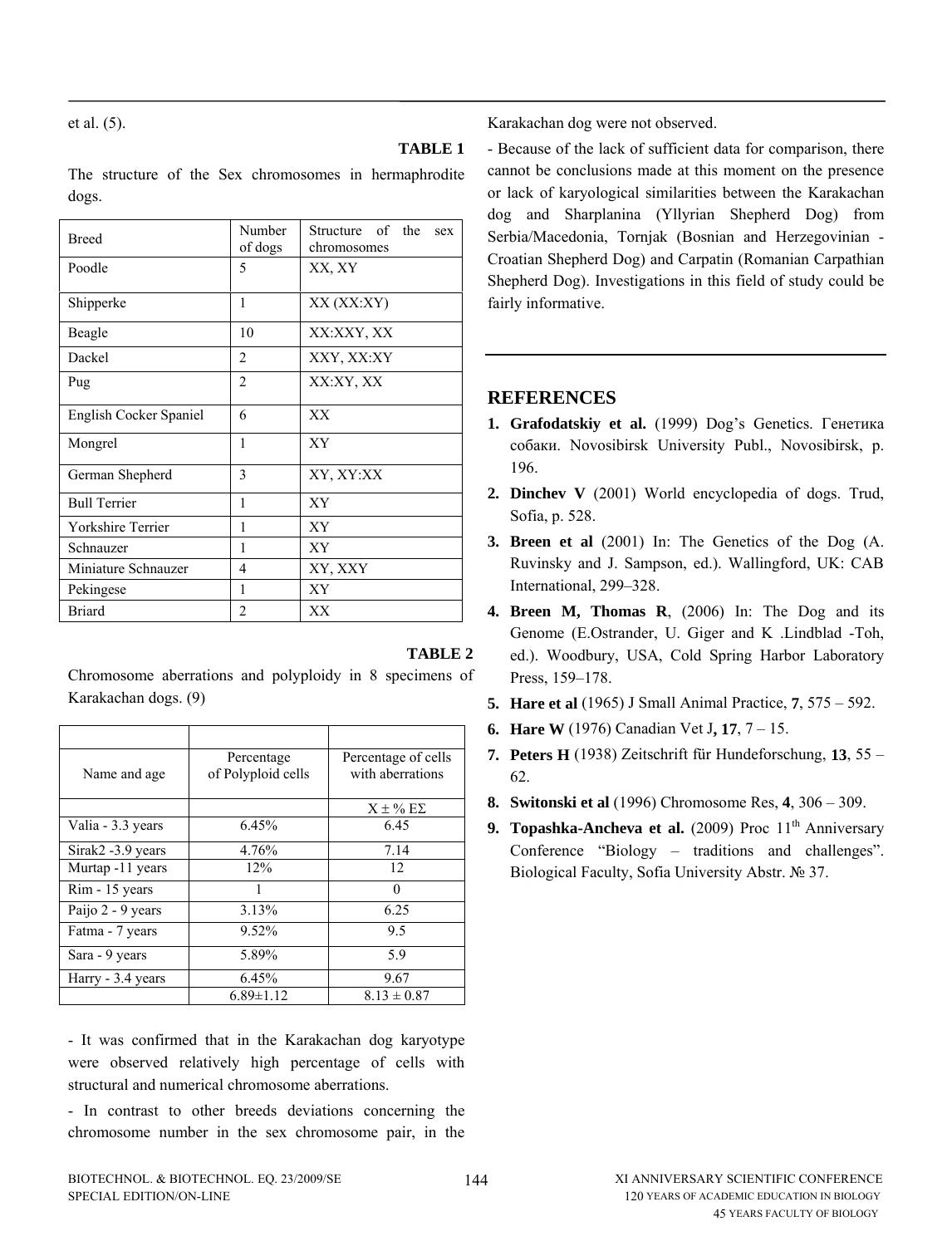et al. (5).

**TABLE 1**

The structure of the Sex chromosomes in hermaphrodite dogs.

| Breed | Number of dogs | Structure of the sex chromosomes |
|---|---|---|
| Poodle | 5 | XX, XY |
| Shipperke | 1 | XX (XX:XY) |
| Beagle | 10 | XX:XXY, XX |
| Dackel | 2 | XXY, XX:XY |
| Pug | 2 | XX:XY, XX |
| English Cocker Spaniel | 6 | XX |
| Mongrel | 1 | XY |
| German Shepherd | 3 | XY, XY:XX |
| Bull Terrier | 1 | XY |
| Yorkshire Terrier | 1 | XY |
| Schnauzer | 1 | XY |
| Miniature Schnauzer | 4 | XY, XXY |
| Pekingese | 1 | XY |
| Briard | 2 | XX |

**TABLE 2**

Chromosome aberrations and polyploidy in 8 specimens of Karakachan dogs. (9)

| Name and age | Percentage of Polyploid cells | Percentage of cells with aberrations |
|---|---|---|
| | | X ± % EΣ |
| Valia - 3.3 years | 6.45% | 6.45 |
| Sirak2 -3.9 years | 4.76% | 7.14 |
| Murtap -11 years | 12% | 12 |
| Rim - 15 years | 1 | 0 |
| Paijo 2 - 9 years | 3.13% | 6.25 |
| Fatma - 7 years | 9.52% | 9.5 |
| Sara - 9 years | 5.89% | 5.9 |
| Harry - 3.4 years | 6.45% | 9.67 |
| | 6.89±1.12 | 8.13 ± 0.87 |

- It was confirmed that in the Karakachan dog karyotype were observed relatively high percentage of cells with structural and numerical chromosome aberrations.

- In contrast to other breeds deviations concerning the chromosome number in the sex chromosome pair, in the Karakachan dog were not observed.

- Because of the lack of sufficient data for comparison, there cannot be conclusions made at this moment on the presence or lack of karyological similarities between the Karakachan dog and Sharplanina (Yllyrian Shepherd Dog) from Serbia/Macedonia, Tornjak (Bosnian and Herzegovinian - Croatian Shepherd Dog) and Carpatin (Romanian Carpathian Shepherd Dog). Investigations in this field of study could be fairly informative.

## REFERENCES

1. **Grafodatskiy et al.** (1999) Dog's Genetics. Генетика собаки. Novosibirsk University Publ., Novosibirsk, p. 196.
2. **Dinchev V** (2001) World encyclopedia of dogs. Trud, Sofia, p. 528.
3. **Breen et al** (2001) In: The Genetics of the Dog (A. Ruvinsky and J. Sampson, ed.). Wallingford, UK: CAB International, 299–328.
4. **Breen M, Thomas R**, (2006) In: The Dog and its Genome (E.Ostrander, U. Giger and K .Lindblad -Toh, ed.). Woodbury, USA, Cold Spring Harbor Laboratory Press, 159–178.
5. **Hare et al** (1965) J Small Animal Practice, **7**, 575 – 592.
6. **Hare W** (1976) Canadian Vet J**, 17**, 7 – 15.
7. **Peters H** (1938) Zeitschrift für Hundeforschung, **13**, 55 – 62.
8. **Switonski et al** (1996) Chromosome Res, **4**, 306 – 309.
9. **Topashka-Ancheva et al.** (2009) Proc 11th Anniversary Conference "Biology – traditions and challenges". Biological Faculty, Sofia University Abstr. № 37.